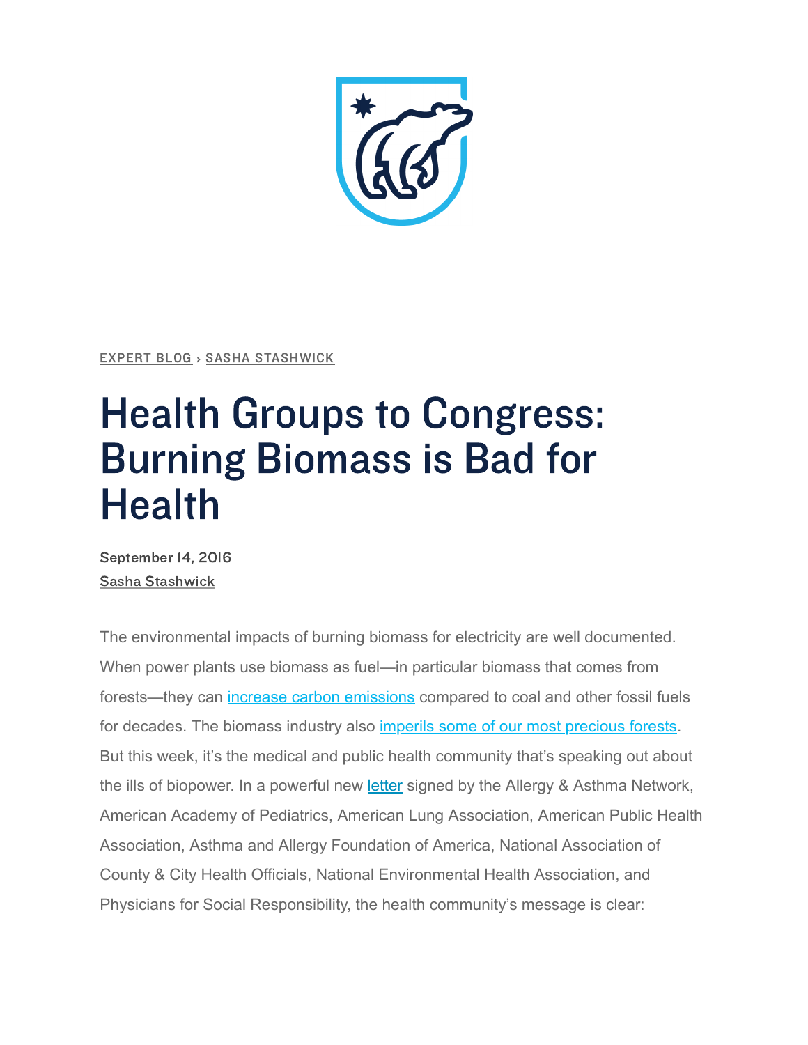EXPERT BLOG › SASHA STASHWICK

# Health Groups to Congress: Burning Biomass is Bad for Health

September 14, 2016

Sasha Stashwick

The environmental impacts of burning biomass for electricity are well documented. When power plants use biomass as fuel—in particular biomass that comes from forests—they can increase carbon emissions compared to coal and other fossil fuels for decades. The biomass industry also imperils some of our most precious forests. But this week, it's the medical and public health community that's speaking out about the ills of biopower. In a powerful new letter signed by the Allergy & Asthma Network, American Academy of Pediatrics, American Lung Association, American Public Health Association, Asthma and Allergy Foundation of America, National Association of County & City Health Officials, National Environmental Health Association, and Physicians for Social Responsibility, the health community's message is clear: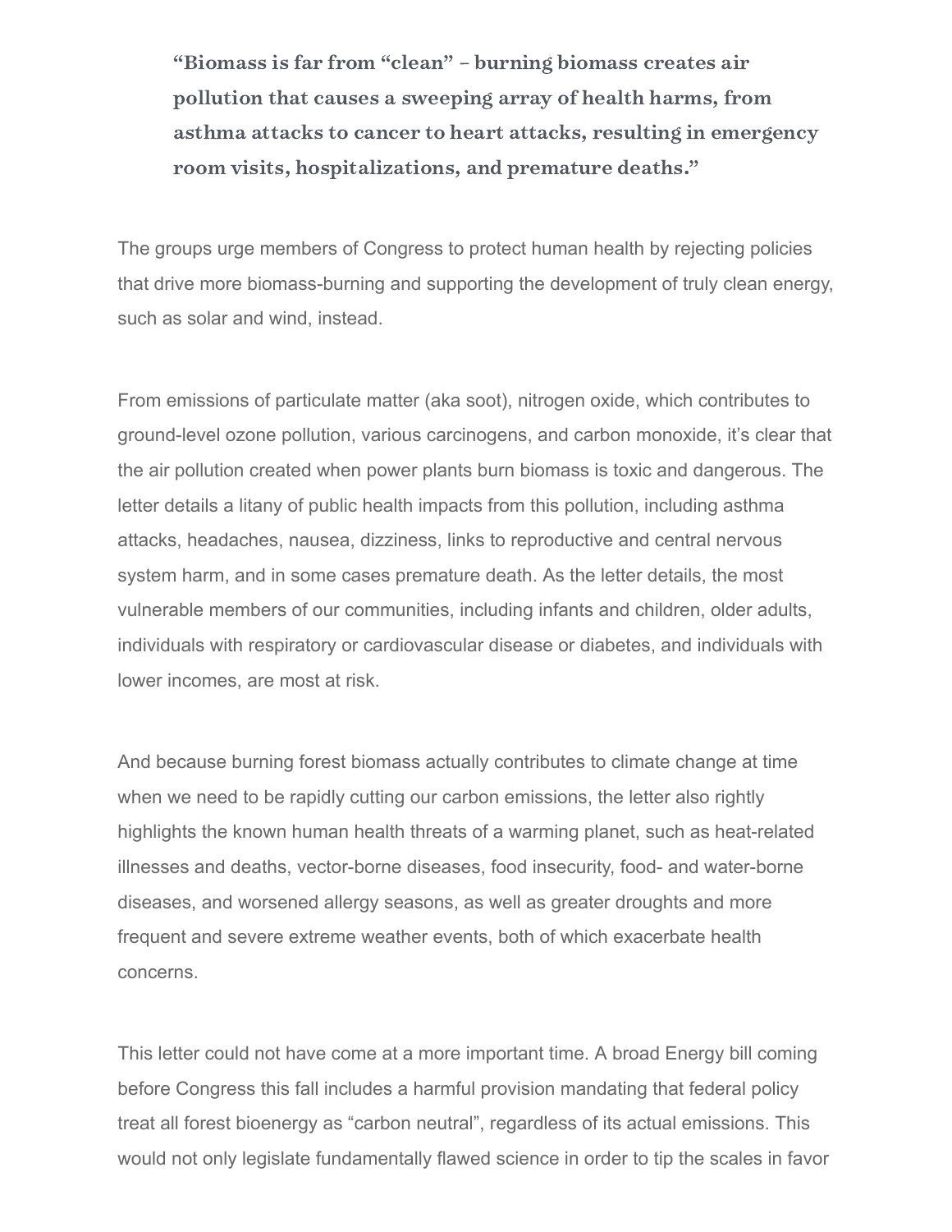> **"Biomass is far from "clean" – burning biomass creates air pollution that causes a sweeping array of health harms, from asthma attacks to cancer to heart attacks, resulting in emergency room visits, hospitalizations, and premature deaths."**

The groups urge members of Congress to protect human health by rejecting policies that drive more biomass-burning and supporting the development of truly clean energy, such as solar and wind, instead.

From emissions of particulate matter (aka soot), nitrogen oxide, which contributes to ground-level ozone pollution, various carcinogens, and carbon monoxide, it's clear that the air pollution created when power plants burn biomass is toxic and dangerous. The letter details a litany of public health impacts from this pollution, including asthma attacks, headaches, nausea, dizziness, links to reproductive and central nervous system harm, and in some cases premature death. As the letter details, the most vulnerable members of our communities, including infants and children, older adults, individuals with respiratory or cardiovascular disease or diabetes, and individuals with lower incomes, are most at risk.

And because burning forest biomass actually contributes to climate change at time when we need to be rapidly cutting our carbon emissions, the letter also rightly highlights the known human health threats of a warming planet, such as heat-related illnesses and deaths, vector-borne diseases, food insecurity, food- and water-borne diseases, and worsened allergy seasons, as well as greater droughts and more frequent and severe extreme weather events, both of which exacerbate health concerns.

This letter could not have come at a more important time. A broad Energy bill coming before Congress this fall includes a harmful provision mandating that federal policy treat all forest bioenergy as "carbon neutral", regardless of its actual emissions. This would not only legislate fundamentally flawed science in order to tip the scales in favor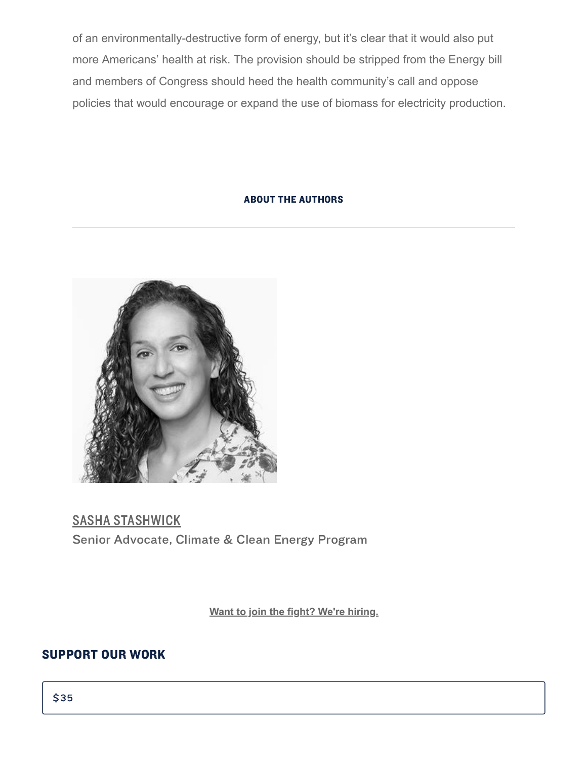of an environmentally-destructive form of energy, but it's clear that it would also put more Americans' health at risk. The provision should be stripped from the Energy bill and members of Congress should heed the health community's call and oppose policies that would encourage or expand the use of biomass for electricity production.

**ABOUT THE AUTHORS**

---

SASHA STASHWICK
Senior Advocate, Climate & Clean Energy Program

Want to join the fight? We're hiring.

## SUPPORT OUR WORK

$35